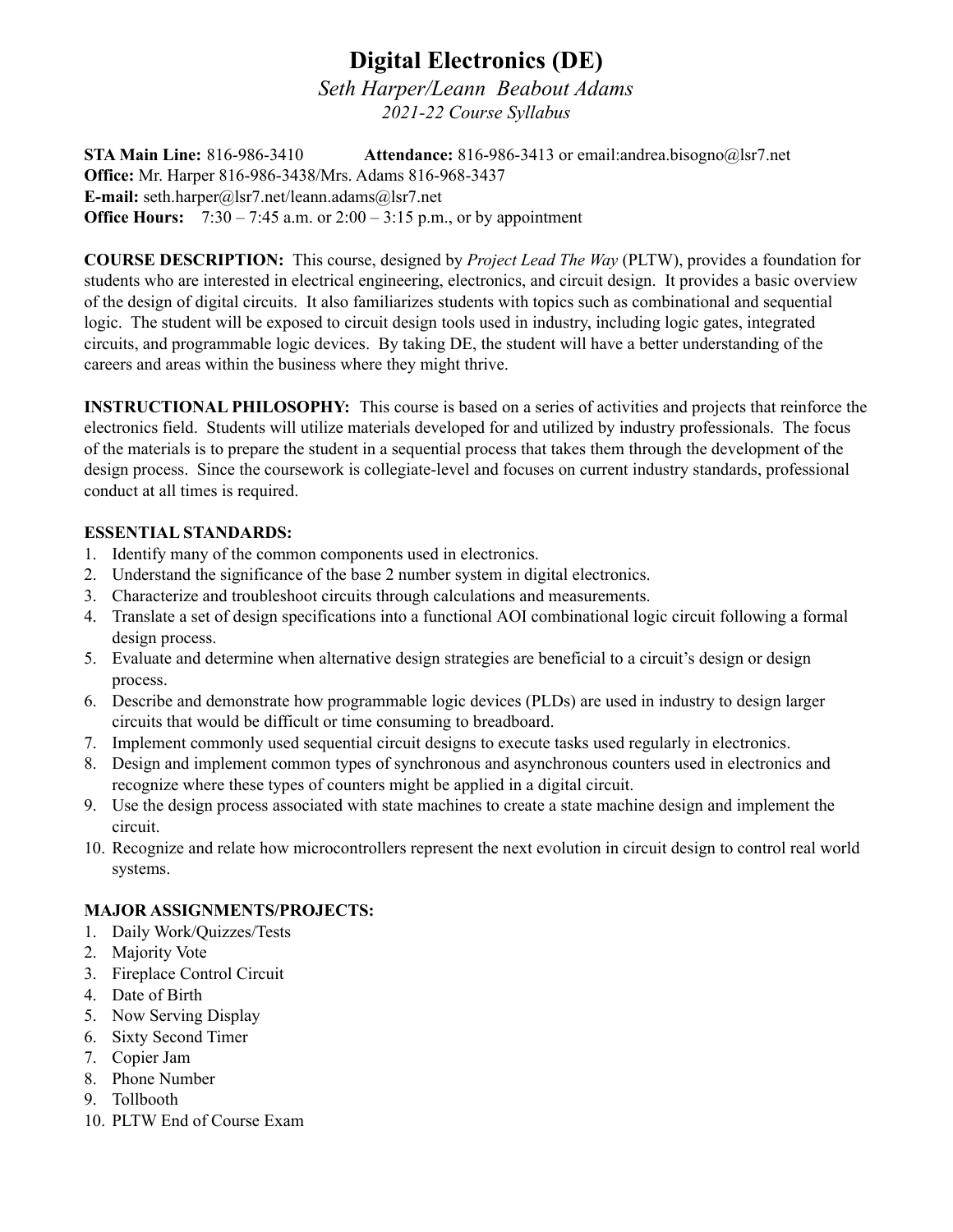# Digital Electronics (DE)

*Seth Harper/Leann Beabout Adams*

*2021-22 Course Syllabus*

**STA Main Line:** 816-986-3410 **Attendance:** 816-986-3413 or email:andrea.bisogno@lsr7.net
**Office:** Mr. Harper 816-986-3438/Mrs. Adams 816-968-3437
**E-mail:** seth.harper@lsr7.net/leann.adams@lsr7.net
**Office Hours:** 7:30 – 7:45 a.m. or 2:00 – 3:15 p.m., or by appointment

**COURSE DESCRIPTION:** This course, designed by *Project Lead The Way* (PLTW), provides a foundation for students who are interested in electrical engineering, electronics, and circuit design. It provides a basic overview of the design of digital circuits. It also familiarizes students with topics such as combinational and sequential logic. The student will be exposed to circuit design tools used in industry, including logic gates, integrated circuits, and programmable logic devices. By taking DE, the student will have a better understanding of the careers and areas within the business where they might thrive.

**INSTRUCTIONAL PHILOSOPHY:** This course is based on a series of activities and projects that reinforce the electronics field. Students will utilize materials developed for and utilized by industry professionals. The focus of the materials is to prepare the student in a sequential process that takes them through the development of the design process. Since the coursework is collegiate-level and focuses on current industry standards, professional conduct at all times is required.

**ESSENTIAL STANDARDS:**

1. Identify many of the common components used in electronics.
2. Understand the significance of the base 2 number system in digital electronics.
3. Characterize and troubleshoot circuits through calculations and measurements.
4. Translate a set of design specifications into a functional AOI combinational logic circuit following a formal design process.
5. Evaluate and determine when alternative design strategies are beneficial to a circuit's design or design process.
6. Describe and demonstrate how programmable logic devices (PLDs) are used in industry to design larger circuits that would be difficult or time consuming to breadboard.
7. Implement commonly used sequential circuit designs to execute tasks used regularly in electronics.
8. Design and implement common types of synchronous and asynchronous counters used in electronics and recognize where these types of counters might be applied in a digital circuit.
9. Use the design process associated with state machines to create a state machine design and implement the circuit.
10. Recognize and relate how microcontrollers represent the next evolution in circuit design to control real world systems.

**MAJOR ASSIGNMENTS/PROJECTS:**

1. Daily Work/Quizzes/Tests
2. Majority Vote
3. Fireplace Control Circuit
4. Date of Birth
5. Now Serving Display
6. Sixty Second Timer
7. Copier Jam
8. Phone Number
9. Tollbooth
10. PLTW End of Course Exam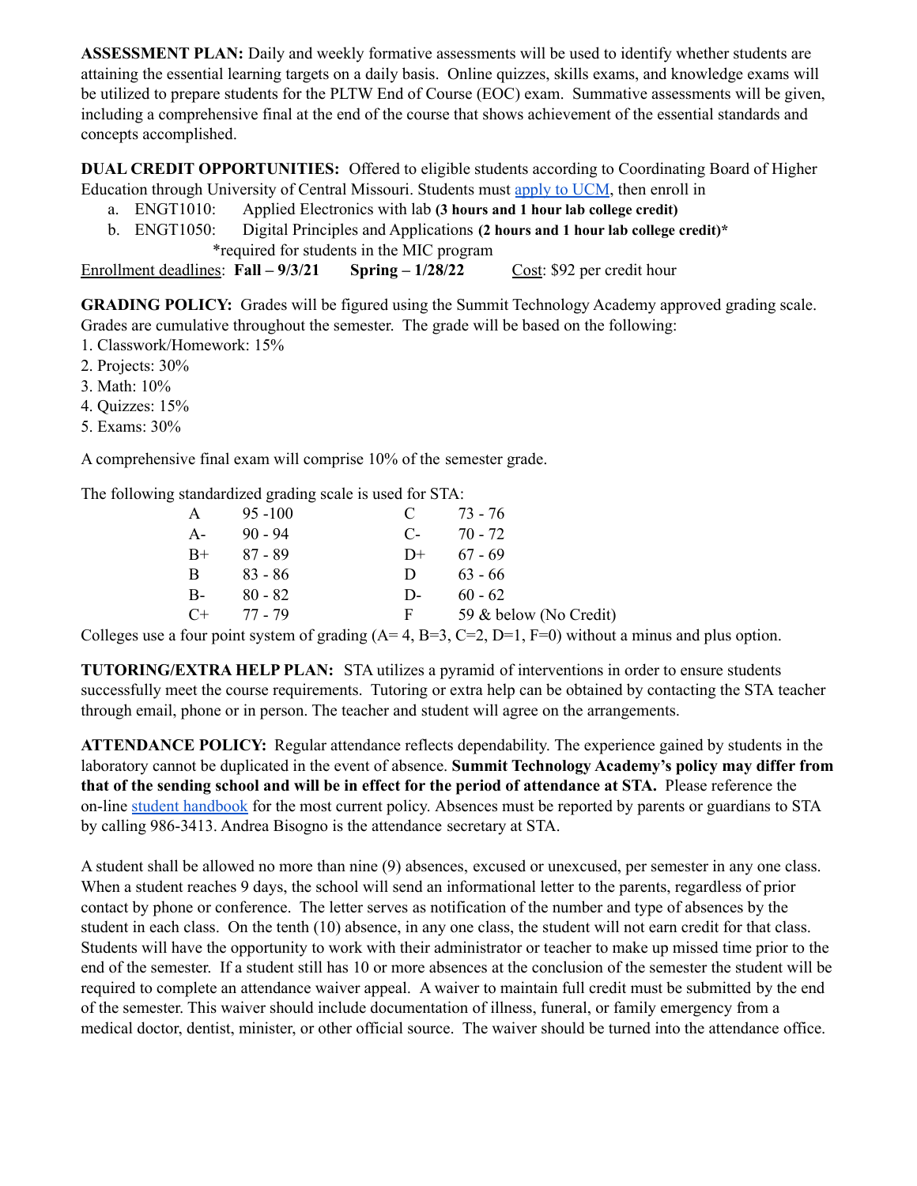**ASSESSMENT PLAN:** Daily and weekly formative assessments will be used to identify whether students are attaining the essential learning targets on a daily basis. Online quizzes, skills exams, and knowledge exams will be utilized to prepare students for the PLTW End of Course (EOC) exam. Summative assessments will be given, including a comprehensive final at the end of the course that shows achievement of the essential standards and concepts accomplished.

**DUAL CREDIT OPPORTUNITIES:** Offered to eligible students according to Coordinating Board of Higher Education through University of Central Missouri. Students must apply to UCM, then enroll in

a. ENGT1010: Applied Electronics with lab **(3 hours and 1 hour lab college credit)**
b. ENGT1050: Digital Principles and Applications **(2 hours and 1 hour lab college credit)***
   *required for students in the MIC program

Enrollment deadlines: **Fall – 9/3/21** **Spring – 1/28/22** Cost: $92 per credit hour

**GRADING POLICY:** Grades will be figured using the Summit Technology Academy approved grading scale. Grades are cumulative throughout the semester. The grade will be based on the following:

1. Classwork/Homework: 15%
2. Projects: 30%
3. Math: 10%
4. Quizzes: 15%
5. Exams: 30%

A comprehensive final exam will comprise 10% of the semester grade.

The following standardized grading scale is used for STA:

| Grade | Range | Grade | Range |
|---|---|---|---|
| A | 95 -100 | C | 73 - 76 |
| A- | 90 - 94 | C- | 70 - 72 |
| B+ | 87 - 89 | D+ | 67 - 69 |
| B | 83 - 86 | D | 63 - 66 |
| B- | 80 - 82 | D- | 60 - 62 |
| C+ | 77 - 79 | F | 59 & below (No Credit) |

Colleges use a four point system of grading (A= 4, B=3, C=2, D=1, F=0) without a minus and plus option.

**TUTORING/EXTRA HELP PLAN:** STA utilizes a pyramid of interventions in order to ensure students successfully meet the course requirements. Tutoring or extra help can be obtained by contacting the STA teacher through email, phone or in person. The teacher and student will agree on the arrangements.

**ATTENDANCE POLICY:** Regular attendance reflects dependability. The experience gained by students in the laboratory cannot be duplicated in the event of absence. **Summit Technology Academy's policy may differ from that of the sending school and will be in effect for the period of attendance at STA.** Please reference the on-line student handbook for the most current policy. Absences must be reported by parents or guardians to STA by calling 986-3413. Andrea Bisogno is the attendance secretary at STA.

A student shall be allowed no more than nine (9) absences, excused or unexcused, per semester in any one class. When a student reaches 9 days, the school will send an informational letter to the parents, regardless of prior contact by phone or conference. The letter serves as notification of the number and type of absences by the student in each class. On the tenth (10) absence, in any one class, the student will not earn credit for that class. Students will have the opportunity to work with their administrator or teacher to make up missed time prior to the end of the semester. If a student still has 10 or more absences at the conclusion of the semester the student will be required to complete an attendance waiver appeal. A waiver to maintain full credit must be submitted by the end of the semester. This waiver should include documentation of illness, funeral, or family emergency from a medical doctor, dentist, minister, or other official source. The waiver should be turned into the attendance office.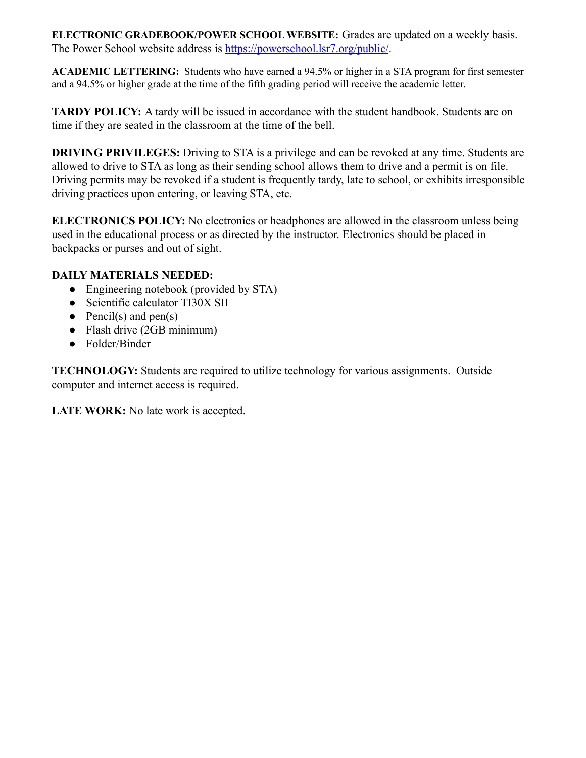**ELECTRONIC GRADEBOOK/POWER SCHOOL WEBSITE:** Grades are updated on a weekly basis. The Power School website address is https://powerschool.lsr7.org/public/.

**ACADEMIC LETTERING:** Students who have earned a 94.5% or higher in a STA program for first semester and a 94.5% or higher grade at the time of the fifth grading period will receive the academic letter.

**TARDY POLICY:** A tardy will be issued in accordance with the student handbook. Students are on time if they are seated in the classroom at the time of the bell.

**DRIVING PRIVILEGES:** Driving to STA is a privilege and can be revoked at any time. Students are allowed to drive to STA as long as their sending school allows them to drive and a permit is on file. Driving permits may be revoked if a student is frequently tardy, late to school, or exhibits irresponsible driving practices upon entering, or leaving STA, etc.

**ELECTRONICS POLICY:** No electronics or headphones are allowed in the classroom unless being used in the educational process or as directed by the instructor. Electronics should be placed in backpacks or purses and out of sight.

**DAILY MATERIALS NEEDED:**

- Engineering notebook (provided by STA)
- Scientific calculator TI30X SII
- Pencil(s) and pen(s)
- Flash drive (2GB minimum)
- Folder/Binder

**TECHNOLOGY:** Students are required to utilize technology for various assignments. Outside computer and internet access is required.

**LATE WORK:** No late work is accepted.